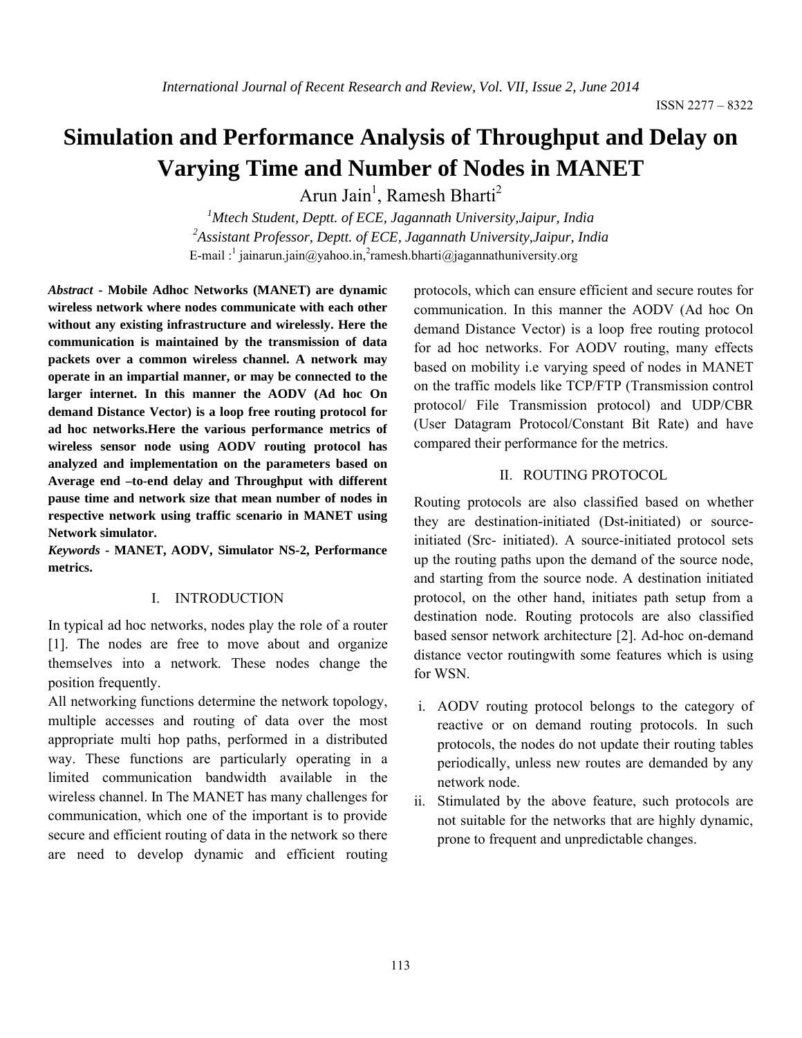# Simulation and Performance Analysis of Throughput and Delay on Varying Time and Number of Nodes in MANET

Arun Jain[1], Ramesh Bharti[2]

[1]*Mtech Student, Deptt. of ECE, Jagannath University,Jaipur, India*
[2]*Assistant Professor, Deptt. of ECE, Jagannath University,Jaipur, India*
E-mail :[1] jainarun.jain@yahoo.in,[2]ramesh.bharti@jagannathuniversity.org

***Abstract* - Mobile Adhoc Networks (MANET) are dynamic wireless network where nodes communicate with each other without any existing infrastructure and wirelessly. Here the communication is maintained by the transmission of data packets over a common wireless channel. A network may operate in an impartial manner, or may be connected to the larger internet. In this manner the AODV (Ad hoc On demand Distance Vector) is a loop free routing protocol for ad hoc networks.Here the various performance metrics of wireless sensor node using AODV routing protocol has analyzed and implementation on the parameters based on Average end –to-end delay and Throughput with different pause time and network size that mean number of nodes in respective network using traffic scenario in MANET using Network simulator.**

***Keywords* - MANET, AODV, Simulator NS-2, Performance metrics.**

## I. INTRODUCTION

In typical ad hoc networks, nodes play the role of a router [1]. The nodes are free to move about and organize themselves into a network. These nodes change the position frequently.

All networking functions determine the network topology, multiple accesses and routing of data over the most appropriate multi hop paths, performed in a distributed way. These functions are particularly operating in a limited communication bandwidth available in the wireless channel. In The MANET has many challenges for communication, which one of the important is to provide secure and efficient routing of data in the network so there are need to develop dynamic and efficient routing protocols, which can ensure efficient and secure routes for communication. In this manner the AODV (Ad hoc On demand Distance Vector) is a loop free routing protocol for ad hoc networks. For AODV routing, many effects based on mobility i.e varying speed of nodes in MANET on the traffic models like TCP/FTP (Transmission control protocol/ File Transmission protocol) and UDP/CBR (User Datagram Protocol/Constant Bit Rate) and have compared their performance for the metrics.

## II. ROUTING PROTOCOL

Routing protocols are also classified based on whether they are destination-initiated (Dst-initiated) or source-initiated (Src- initiated). A source-initiated protocol sets up the routing paths upon the demand of the source node, and starting from the source node. A destination initiated protocol, on the other hand, initiates path setup from a destination node. Routing protocols are also classified based sensor network architecture [2]. Ad-hoc on-demand distance vector routingwith some features which is using for WSN.

i. AODV routing protocol belongs to the category of reactive or on demand routing protocols. In such protocols, the nodes do not update their routing tables periodically, unless new routes are demanded by any network node.
ii. Stimulated by the above feature, such protocols are not suitable for the networks that are highly dynamic, prone to frequent and unpredictable changes.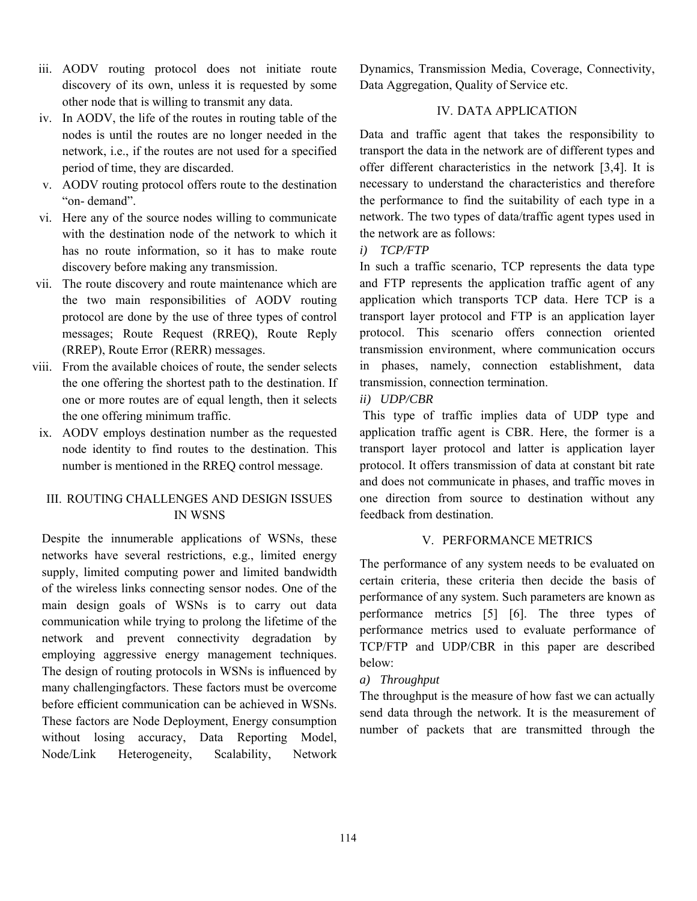iii. AODV routing protocol does not initiate route discovery of its own, unless it is requested by some other node that is willing to transmit any data.

iv. In AODV, the life of the routes in routing table of the nodes is until the routes are no longer needed in the network, i.e., if the routes are not used for a specified period of time, they are discarded.

v. AODV routing protocol offers route to the destination "on- demand".

vi. Here any of the source nodes willing to communicate with the destination node of the network to which it has no route information, so it has to make route discovery before making any transmission.

vii. The route discovery and route maintenance which are the two main responsibilities of AODV routing protocol are done by the use of three types of control messages; Route Request (RREQ), Route Reply (RREP), Route Error (RERR) messages.

viii. From the available choices of route, the sender selects the one offering the shortest path to the destination. If one or more routes are of equal length, then it selects the one offering minimum traffic.

ix. AODV employs destination number as the requested node identity to find routes to the destination. This number is mentioned in the RREQ control message.

## III. ROUTING CHALLENGES AND DESIGN ISSUES IN WSNS

Despite the innumerable applications of WSNs, these networks have several restrictions, e.g., limited energy supply, limited computing power and limited bandwidth of the wireless links connecting sensor nodes. One of the main design goals of WSNs is to carry out data communication while trying to prolong the lifetime of the network and prevent connectivity degradation by employing aggressive energy management techniques. The design of routing protocols in WSNs is influenced by many challengingfactors. These factors must be overcome before efficient communication can be achieved in WSNs. These factors are Node Deployment, Energy consumption without losing accuracy, Data Reporting Model, Node/Link Heterogeneity, Scalability, Network Dynamics, Transmission Media, Coverage, Connectivity, Data Aggregation, Quality of Service etc.

## IV. DATA APPLICATION

Data and traffic agent that takes the responsibility to transport the data in the network are of different types and offer different characteristics in the network [3,4]. It is necessary to understand the characteristics and therefore the performance to find the suitability of each type in a network. The two types of data/traffic agent types used in the network are as follows:

### *i) TCP/FTP*

In such a traffic scenario, TCP represents the data type and FTP represents the application traffic agent of any application which transports TCP data. Here TCP is a transport layer protocol and FTP is an application layer protocol. This scenario offers connection oriented transmission environment, where communication occurs in phases, namely, connection establishment, data transmission, connection termination.

### *ii) UDP/CBR*

This type of traffic implies data of UDP type and application traffic agent is CBR. Here, the former is a transport layer protocol and latter is application layer protocol. It offers transmission of data at constant bit rate and does not communicate in phases, and traffic moves in one direction from source to destination without any feedback from destination.

## V. PERFORMANCE METRICS

The performance of any system needs to be evaluated on certain criteria, these criteria then decide the basis of performance of any system. Such parameters are known as performance metrics [5] [6]. The three types of performance metrics used to evaluate performance of TCP/FTP and UDP/CBR in this paper are described below:

### *a) Throughput*

The throughput is the measure of how fast we can actually send data through the network. It is the measurement of number of packets that are transmitted through the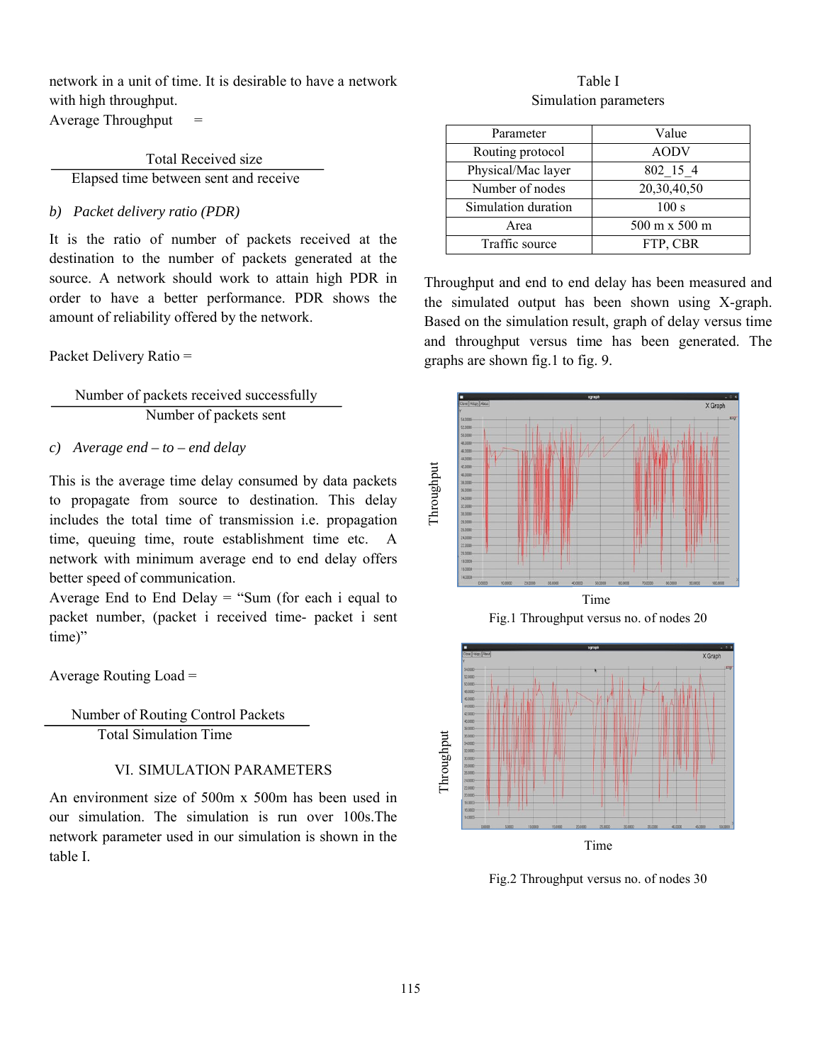network in a unit of time. It is desirable to have a network with high throughput.

$$\text{Average Throughput} = \frac{\text{Total Received size}}{\text{Elapsed time between sent and receive}}$$

*b) Packet delivery ratio (PDR)*

It is the ratio of number of packets received at the destination to the number of packets generated at the source. A network should work to attain high PDR in order to have a better performance. PDR shows the amount of reliability offered by the network.

$$\text{Packet Delivery Ratio} = \frac{\text{Number of packets received successfully}}{\text{Number of packets sent}}$$

*c) Average end – to – end delay*

This is the average time delay consumed by data packets to propagate from source to destination. This delay includes the total time of transmission i.e. propagation time, queuing time, route establishment time etc. A network with minimum average end to end delay offers better speed of communication.

Average End to End Delay = "Sum (for each i equal to packet number, (packet i received time- packet i sent time)"

$$\text{Average Routing Load} = \frac{\text{Number of Routing Control Packets}}{\text{Total Simulation Time}}$$

## VI. SIMULATION PARAMETERS

An environment size of 500m x 500m has been used in our simulation. The simulation is run over 100s.The network parameter used in our simulation is shown in the table I.

Table I
Simulation parameters

| Parameter | Value |
| --- | --- |
| Routing protocol | AODV |
| Physical/Mac layer | 802_15_4 |
| Number of nodes | 20,30,40,50 |
| Simulation duration | 100 s |
| Area | 500 m x 500 m |
| Traffic source | FTP, CBR |

Throughput and end to end delay has been measured and the simulated output has been shown using X-graph. Based on the simulation result, graph of delay versus time and throughput versus time has been generated. The graphs are shown fig.1 to fig. 9.

Fig.1 Throughput versus no. of nodes 20

Fig.2 Throughput versus no. of nodes 30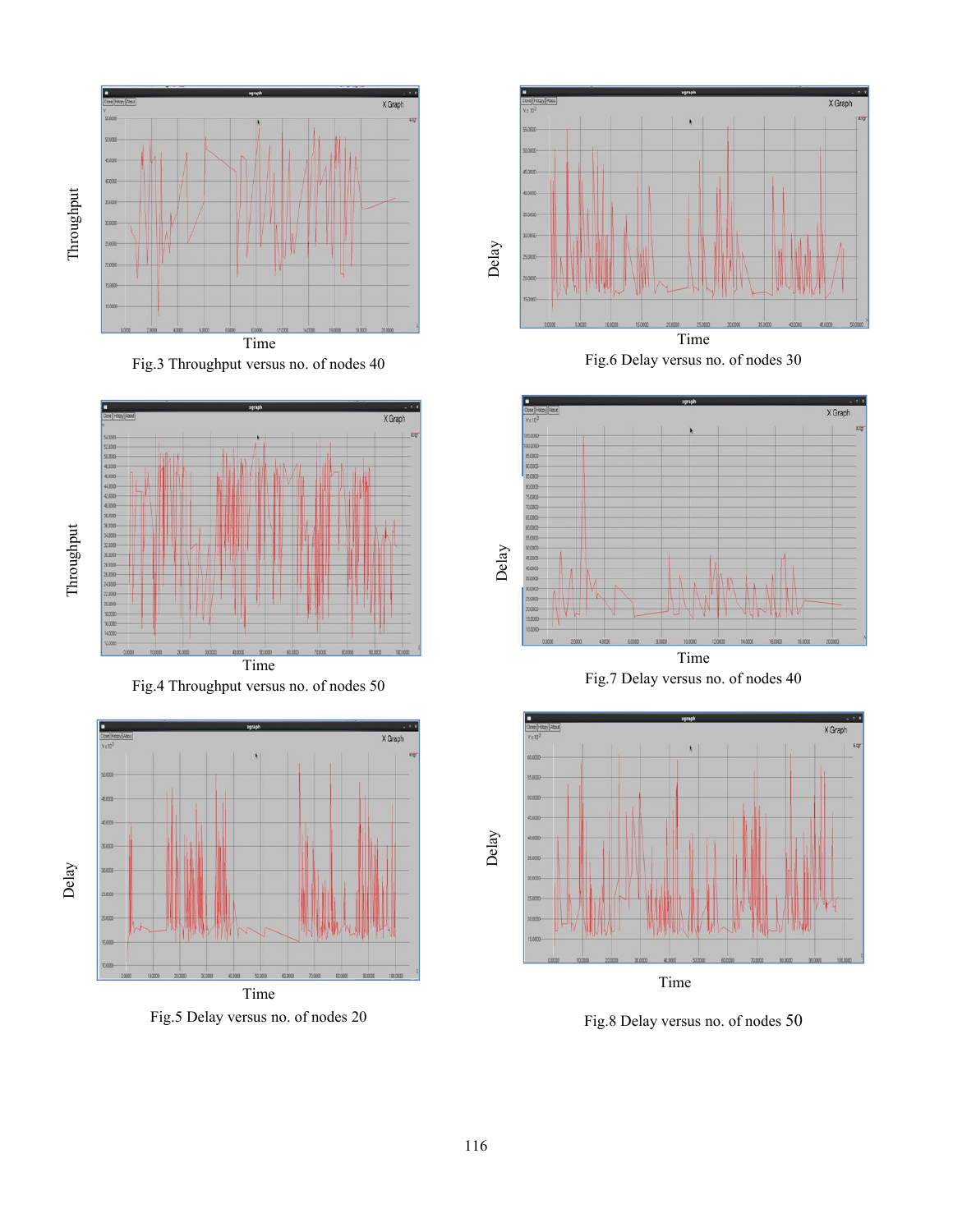Fig.3 Throughput versus no. of nodes 40

Fig.4 Throughput versus no. of nodes 50

Fig.5 Delay versus no. of nodes 20

Fig.6 Delay versus no. of nodes 30

Fig.7 Delay versus no. of nodes 40

Fig.8 Delay versus no. of nodes 50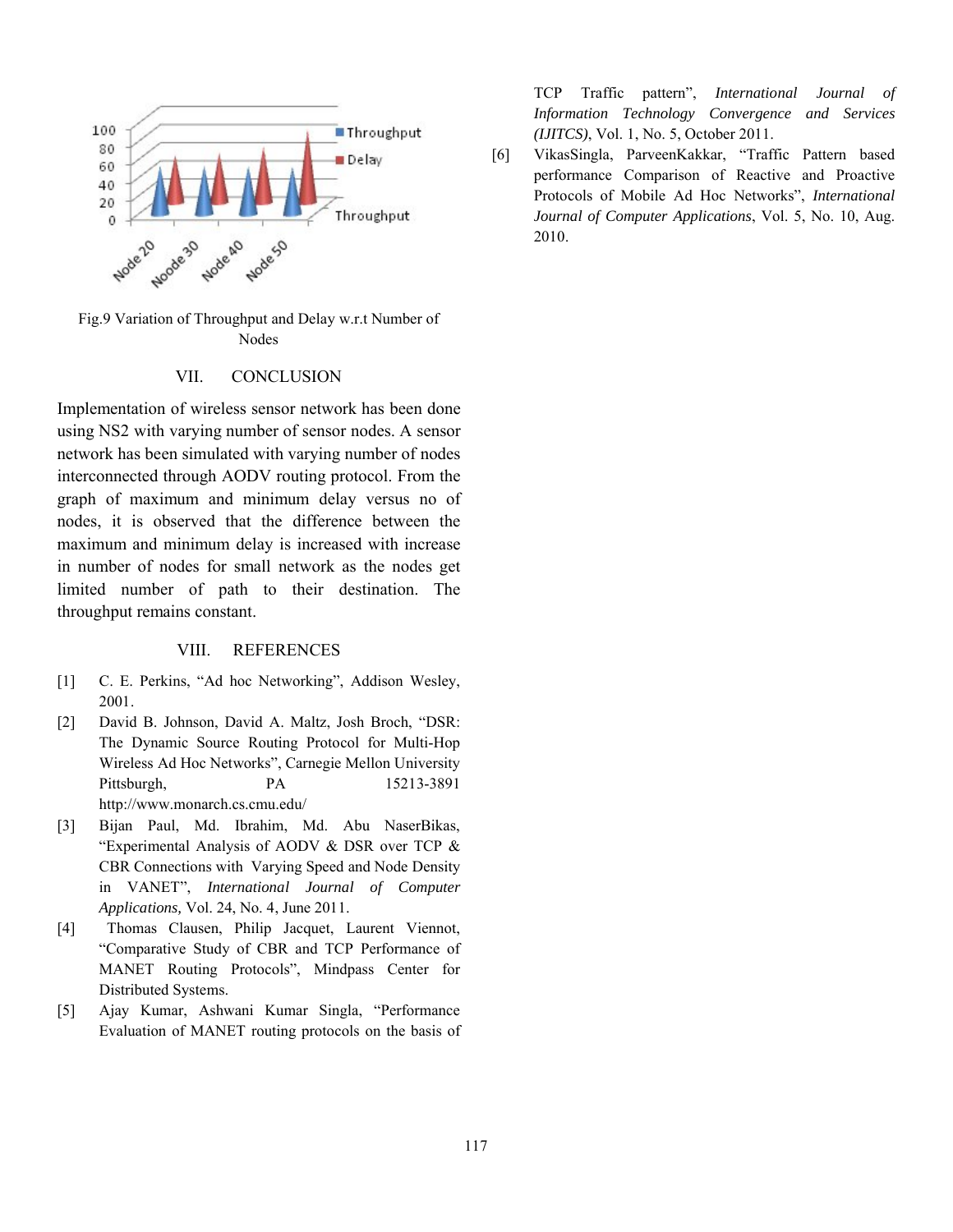100
80
60
40
20
0

Throughput
Delay

Throughput

Node 20
Noode 30
Node 40
Node 50

Fig.9 Variation of Throughput and Delay w.r.t Number of Nodes

## VII. CONCLUSION

Implementation of wireless sensor network has been done using NS2 with varying number of sensor nodes. A sensor network has been simulated with varying number of nodes interconnected through AODV routing protocol. From the graph of maximum and minimum delay versus no of nodes, it is observed that the difference between the maximum and minimum delay is increased with increase in number of nodes for small network as the nodes get limited number of path to their destination. The throughput remains constant.

## VIII. REFERENCES

[1] C. E. Perkins, "Ad hoc Networking", Addison Wesley, 2001.

[2] David B. Johnson, David A. Maltz, Josh Broch, "DSR: The Dynamic Source Routing Protocol for Multi-Hop Wireless Ad Hoc Networks", Carnegie Mellon University Pittsburgh, PA 15213-3891 http://www.monarch.cs.cmu.edu/

[3] Bijan Paul, Md. Ibrahim, Md. Abu NaserBikas, "Experimental Analysis of AODV & DSR over TCP & CBR Connections with Varying Speed and Node Density in VANET", *International Journal of Computer Applications,* Vol. 24, No. 4, June 2011.

[4] Thomas Clausen, Philip Jacquet, Laurent Viennot, "Comparative Study of CBR and TCP Performance of MANET Routing Protocols", Mindpass Center for Distributed Systems.

[5] Ajay Kumar, Ashwani Kumar Singla, "Performance Evaluation of MANET routing protocols on the basis of TCP Traffic pattern", *International Journal of Information Technology Convergence and Services (IJITCS)*, Vol. 1, No. 5, October 2011.

[6] VikasSingla, ParveenKakkar, "Traffic Pattern based performance Comparison of Reactive and Proactive Protocols of Mobile Ad Hoc Networks", *International Journal of Computer Applications*, Vol. 5, No. 10, Aug. 2010.